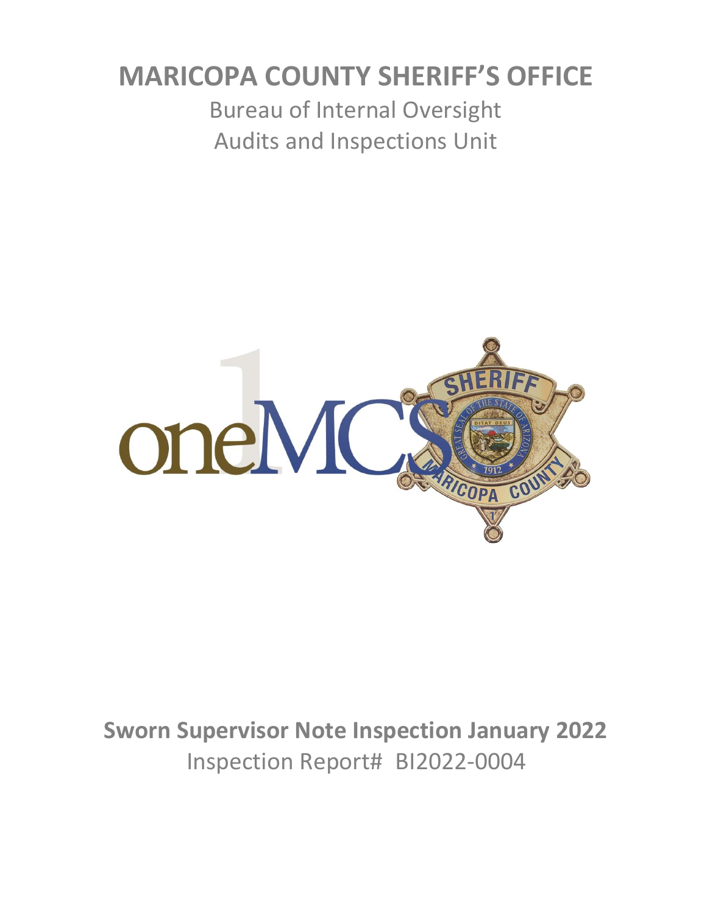# MARICOPA COUNTY SHERIFF'S OFFICE

Bureau of Internal Oversight

Audits and Inspections Unit

**Sworn Supervisor Note Inspection January 2022**

Inspection Report# BI2022-0004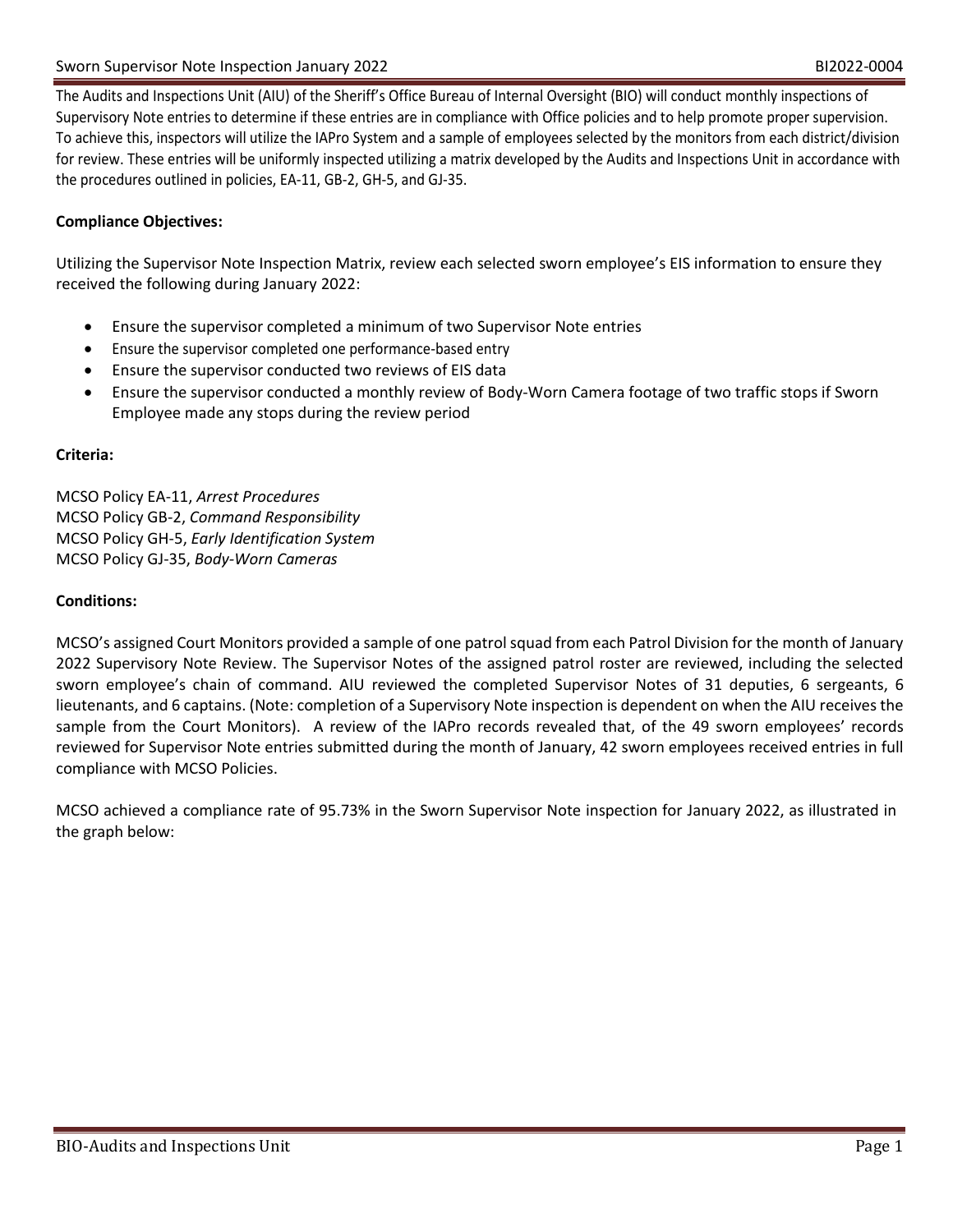The Audits and Inspections Unit (AIU) of the Sheriff's Office Bureau of Internal Oversight (BIO) will conduct monthly inspections of Supervisory Note entries to determine if these entries are in compliance with Office policies and to help promote proper supervision. To achieve this, inspectors will utilize the IAPro System and a sample of employees selected by the monitors from each district/division for review. These entries will be uniformly inspected utilizing a matrix developed by the Audits and Inspections Unit in accordance with the procedures outlined in policies, EA-11, GB-2, GH-5, and GJ-35.

**Compliance Objectives:**

Utilizing the Supervisor Note Inspection Matrix, review each selected sworn employee's EIS information to ensure they received the following during January 2022:

- Ensure the supervisor completed a minimum of two Supervisor Note entries
- Ensure the supervisor completed one performance-based entry
- Ensure the supervisor conducted two reviews of EIS data
- Ensure the supervisor conducted a monthly review of Body-Worn Camera footage of two traffic stops if Sworn Employee made any stops during the review period

**Criteria:**

MCSO Policy EA-11, *Arrest Procedures*
MCSO Policy GB-2, *Command Responsibility*
MCSO Policy GH-5, *Early Identification System*
MCSO Policy GJ-35, *Body-Worn Cameras*

**Conditions:**

MCSO's assigned Court Monitors provided a sample of one patrol squad from each Patrol Division for the month of January 2022 Supervisory Note Review. The Supervisor Notes of the assigned patrol roster are reviewed, including the selected sworn employee's chain of command. AIU reviewed the completed Supervisor Notes of 31 deputies, 6 sergeants, 6 lieutenants, and 6 captains. (Note: completion of a Supervisory Note inspection is dependent on when the AIU receives the sample from the Court Monitors). A review of the IAPro records revealed that, of the 49 sworn employees' records reviewed for Supervisor Note entries submitted during the month of January, 42 sworn employees received entries in full compliance with MCSO Policies.

MCSO achieved a compliance rate of 95.73% in the Sworn Supervisor Note inspection for January 2022, as illustrated in the graph below: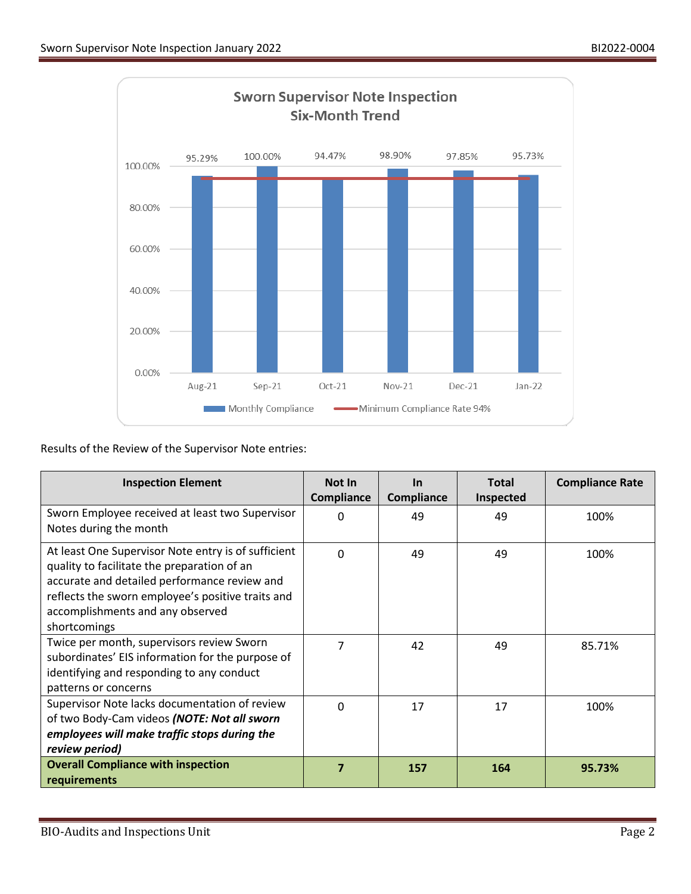## Sworn Supervisor Note Inspection Six-Month Trend

| Month | Monthly Compliance | Minimum Compliance Rate |
|---|---|---|
| Aug-21 | 95.29% | 94% |
| Sep-21 | 100.00% | 94% |
| Oct-21 | 94.47% | 94% |
| Nov-21 | 98.90% | 94% |
| Dec-21 | 97.85% | 94% |
| Jan-22 | 95.73% | 94% |

Results of the Review of the Supervisor Note entries:

| Inspection Element | Not In Compliance | In Compliance | Total Inspected | Compliance Rate |
|---|---|---|---|---|
| Sworn Employee received at least two Supervisor Notes during the month | 0 | 49 | 49 | 100% |
| At least One Supervisor Note entry is of sufficient quality to facilitate the preparation of an accurate and detailed performance review and reflects the sworn employee's positive traits and accomplishments and any observed shortcomings | 0 | 49 | 49 | 100% |
| Twice per month, supervisors review Sworn subordinates' EIS information for the purpose of identifying and responding to any conduct patterns or concerns | 7 | 42 | 49 | 85.71% |
| Supervisor Note lacks documentation of review of two Body-Cam videos ***(NOTE: Not all sworn employees will make traffic stops during the review period)*** | 0 | 17 | 17 | 100% |
| **Overall Compliance with inspection requirements** | **7** | **157** | **164** | **95.73%** |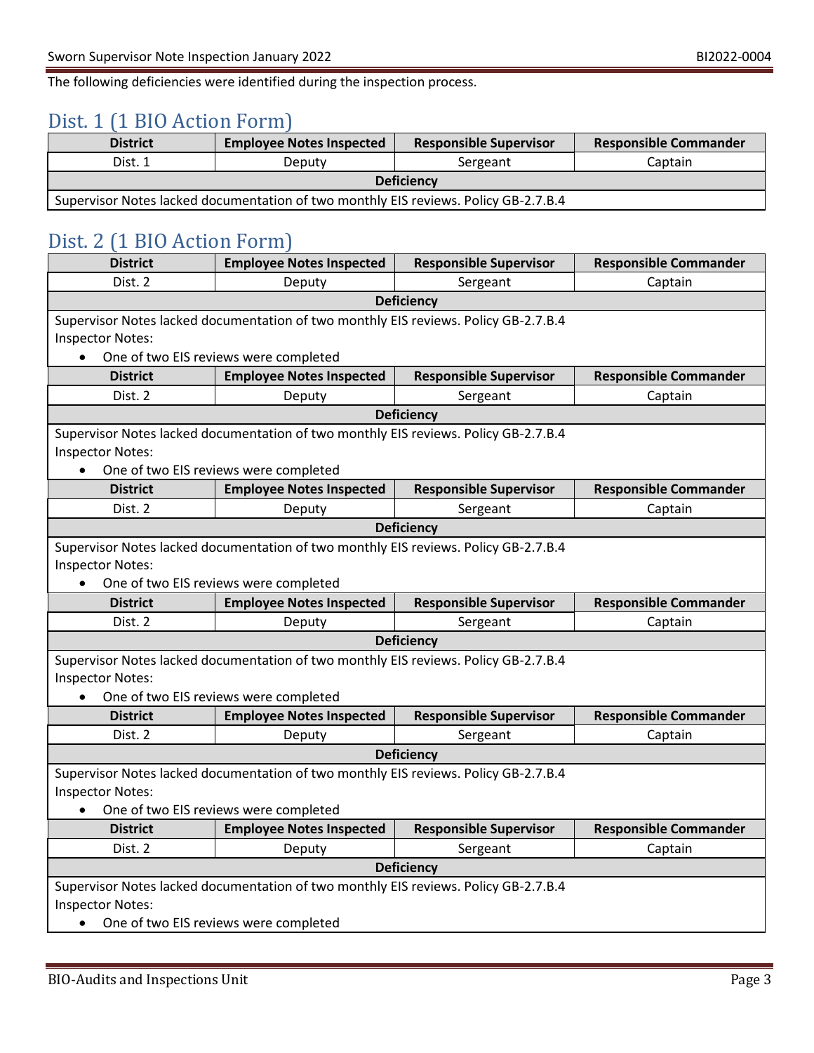The following deficiencies were identified during the inspection process.

## Dist. 1 (1 BIO Action Form)

| District | Employee Notes Inspected | Responsible Supervisor | Responsible Commander |
|---|---|---|---|
| Dist. 1 | Deputy | Sergeant | Captain |
| **Deficiency** | | | |
| Supervisor Notes lacked documentation of two monthly EIS reviews. Policy GB-2.7.B.4 | | | |

## Dist. 2 (1 BIO Action Form)

| District | Employee Notes Inspected | Responsible Supervisor | Responsible Commander |
|---|---|---|---|
| Dist. 2 | Deputy | Sergeant | Captain |
| **Deficiency** | | | |
| Supervisor Notes lacked documentation of two monthly EIS reviews. Policy GB-2.7.B.4<br>Inspector Notes:<br>• One of two EIS reviews were completed | | | |
| **District** | **Employee Notes Inspected** | **Responsible Supervisor** | **Responsible Commander** |
| Dist. 2 | Deputy | Sergeant | Captain |
| **Deficiency** | | | |
| Supervisor Notes lacked documentation of two monthly EIS reviews. Policy GB-2.7.B.4<br>Inspector Notes:<br>• One of two EIS reviews were completed | | | |
| **District** | **Employee Notes Inspected** | **Responsible Supervisor** | **Responsible Commander** |
| Dist. 2 | Deputy | Sergeant | Captain |
| **Deficiency** | | | |
| Supervisor Notes lacked documentation of two monthly EIS reviews. Policy GB-2.7.B.4<br>Inspector Notes:<br>• One of two EIS reviews were completed | | | |
| **District** | **Employee Notes Inspected** | **Responsible Supervisor** | **Responsible Commander** |
| Dist. 2 | Deputy | Sergeant | Captain |
| **Deficiency** | | | |
| Supervisor Notes lacked documentation of two monthly EIS reviews. Policy GB-2.7.B.4<br>Inspector Notes:<br>• One of two EIS reviews were completed | | | |
| **District** | **Employee Notes Inspected** | **Responsible Supervisor** | **Responsible Commander** |
| Dist. 2 | Deputy | Sergeant | Captain |
| **Deficiency** | | | |
| Supervisor Notes lacked documentation of two monthly EIS reviews. Policy GB-2.7.B.4<br>Inspector Notes:<br>• One of two EIS reviews were completed | | | |
| **District** | **Employee Notes Inspected** | **Responsible Supervisor** | **Responsible Commander** |
| Dist. 2 | Deputy | Sergeant | Captain |
| **Deficiency** | | | |
| Supervisor Notes lacked documentation of two monthly EIS reviews. Policy GB-2.7.B.4<br>Inspector Notes:<br>• One of two EIS reviews were completed | | | |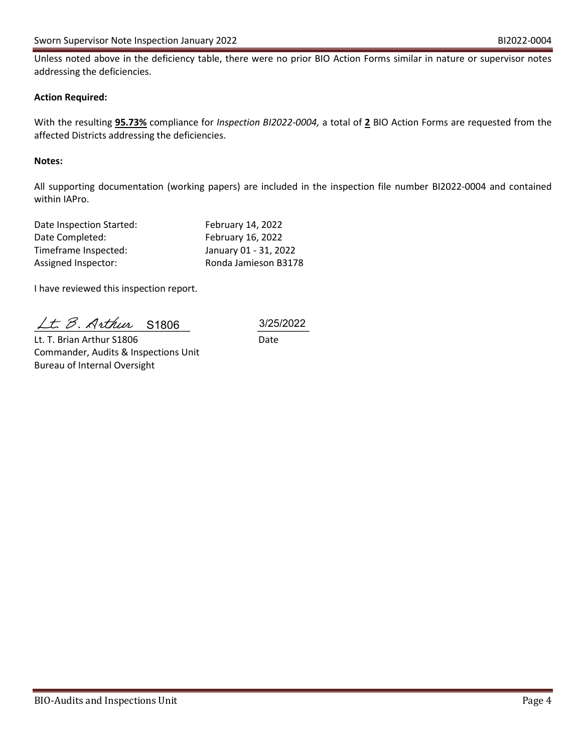Unless noted above in the deficiency table, there were no prior BIO Action Forms similar in nature or supervisor notes addressing the deficiencies.

**Action Required:**

With the resulting **95.73%** compliance for *Inspection BI2022-0004,* a total of **2** BIO Action Forms are requested from the affected Districts addressing the deficiencies.

**Notes:**

All supporting documentation (working papers) are included in the inspection file number BI2022-0004 and contained within IAPro.

Date Inspection Started: February 14, 2022
Date Completed: February 16, 2022
Timeframe Inspected: January 01 - 31, 2022
Assigned Inspector: Ronda Jamieson B3178

I have reviewed this inspection report.

Lt. B. Arthur S1806 3/25/2022

Lt. T. Brian Arthur S1806 Date
Commander, Audits & Inspections Unit
Bureau of Internal Oversight